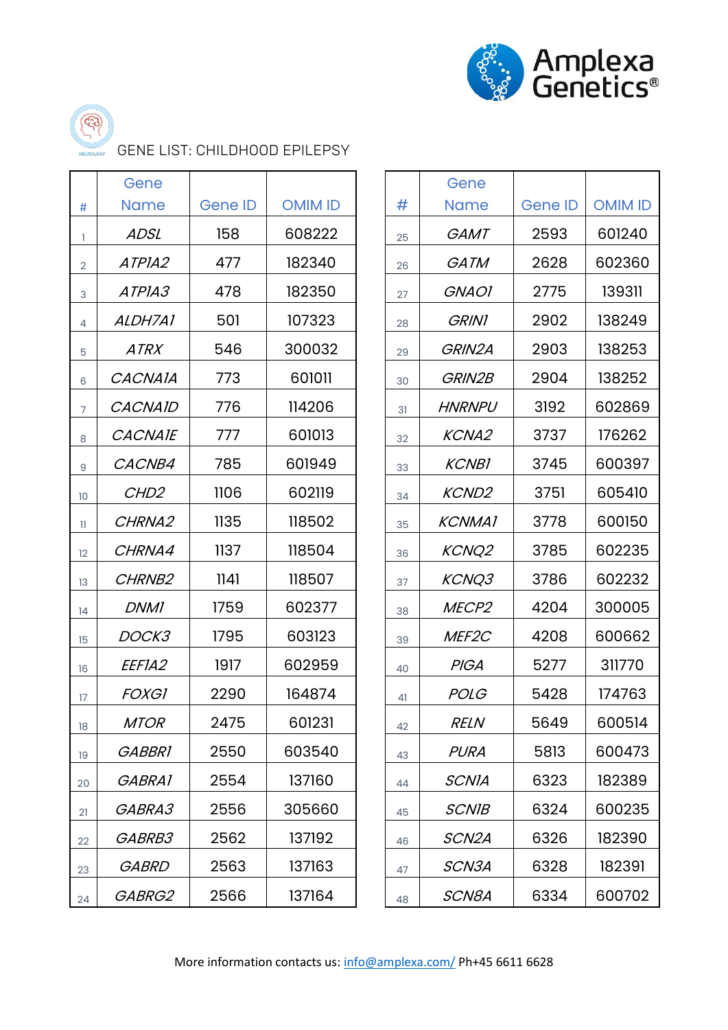Amplexa Genetics®

# GENE LIST: CHILDHOOD EPILEPSY

| # | Gene Name | Gene ID | OMIM ID |
|---|---|---|---|
| 1 | *ADSL* | 158 | 608222 |
| 2 | *ATP1A2* | 477 | 182340 |
| 3 | *ATP1A3* | 478 | 182350 |
| 4 | *ALDH7A1* | 501 | 107323 |
| 5 | *ATRX* | 546 | 300032 |
| 6 | *CACNA1A* | 773 | 601011 |
| 7 | *CACNA1D* | 776 | 114206 |
| 8 | *CACNA1E* | 777 | 601013 |
| 9 | *CACNB4* | 785 | 601949 |
| 10 | *CHD2* | 1106 | 602119 |
| 11 | *CHRNA2* | 1135 | 118502 |
| 12 | *CHRNA4* | 1137 | 118504 |
| 13 | *CHRNB2* | 1141 | 118507 |
| 14 | *DNM1* | 1759 | 602377 |
| 15 | *DOCK3* | 1795 | 603123 |
| 16 | *EEF1A2* | 1917 | 602959 |
| 17 | *FOXG1* | 2290 | 164874 |
| 18 | *MTOR* | 2475 | 601231 |
| 19 | *GABBR1* | 2550 | 603540 |
| 20 | *GABRA1* | 2554 | 137160 |
| 21 | *GABRA3* | 2556 | 305660 |
| 22 | *GABRB3* | 2562 | 137192 |
| 23 | *GABRD* | 2563 | 137163 |
| 24 | *GABRG2* | 2566 | 137164 |
| 25 | *GAMT* | 2593 | 601240 |
| 26 | *GATM* | 2628 | 602360 |
| 27 | *GNAO1* | 2775 | 139311 |
| 28 | *GRIN1* | 2902 | 138249 |
| 29 | *GRIN2A* | 2903 | 138253 |
| 30 | *GRIN2B* | 2904 | 138252 |
| 31 | *HNRNPU* | 3192 | 602869 |
| 32 | *KCNA2* | 3737 | 176262 |
| 33 | *KCNB1* | 3745 | 600397 |
| 34 | *KCND2* | 3751 | 605410 |
| 35 | *KCNMA1* | 3778 | 600150 |
| 36 | *KCNQ2* | 3785 | 602235 |
| 37 | *KCNQ3* | 3786 | 602232 |
| 38 | *MECP2* | 4204 | 300005 |
| 39 | *MEF2C* | 4208 | 600662 |
| 40 | *PIGA* | 5277 | 311770 |
| 41 | *POLG* | 5428 | 174763 |
| 42 | *RELN* | 5649 | 600514 |
| 43 | *PURA* | 5813 | 600473 |
| 44 | *SCN1A* | 6323 | 182389 |
| 45 | *SCN1B* | 6324 | 600235 |
| 46 | *SCN2A* | 6326 | 182390 |
| 47 | *SCN3A* | 6328 | 182391 |
| 48 | *SCN8A* | 6334 | 600702 |

More information contacts us: [info@amplexa.com/](mailto:info@amplexa.com/) Ph+45 6611 6628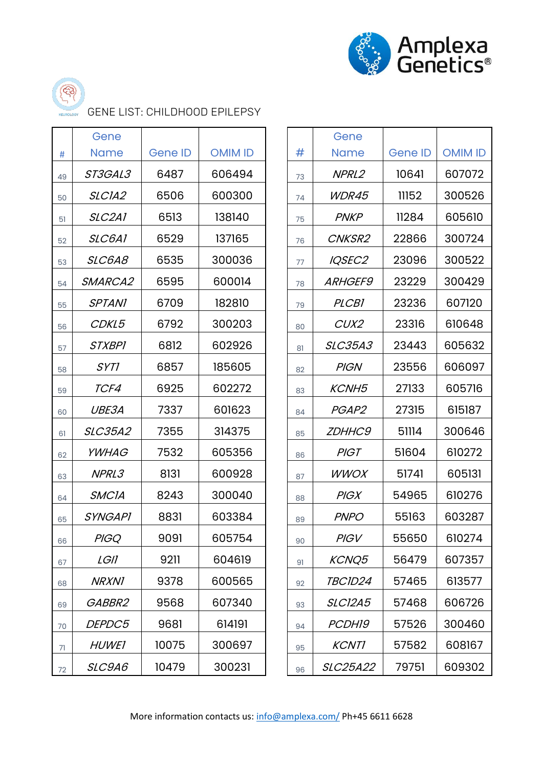GENE LIST: CHILDHOOD EPILEPSY

| # | Gene Name | Gene ID | OMIM ID |
|---|---|---|---|
| 49 | *ST3GAL3* | 6487 | 606494 |
| 50 | *SLC1A2* | 6506 | 600300 |
| 51 | *SLC2A1* | 6513 | 138140 |
| 52 | *SLC6A1* | 6529 | 137165 |
| 53 | *SLC6A8* | 6535 | 300036 |
| 54 | *SMARCA2* | 6595 | 600014 |
| 55 | *SPTAN1* | 6709 | 182810 |
| 56 | *CDKL5* | 6792 | 300203 |
| 57 | *STXBP1* | 6812 | 602926 |
| 58 | *SYT1* | 6857 | 185605 |
| 59 | *TCF4* | 6925 | 602272 |
| 60 | *UBE3A* | 7337 | 601623 |
| 61 | *SLC35A2* | 7355 | 314375 |
| 62 | *YWHAG* | 7532 | 605356 |
| 63 | *NPRL3* | 8131 | 600928 |
| 64 | *SMC1A* | 8243 | 300040 |
| 65 | *SYNGAP1* | 8831 | 603384 |
| 66 | *PIGQ* | 9091 | 605754 |
| 67 | *LGI1* | 9211 | 604619 |
| 68 | *NRXN1* | 9378 | 600565 |
| 69 | *GABBR2* | 9568 | 607340 |
| 70 | *DEPDC5* | 9681 | 614191 |
| 71 | *HUWE1* | 10075 | 300697 |
| 72 | *SLC9A6* | 10479 | 300231 |
| 73 | *NPRL2* | 10641 | 607072 |
| 74 | *WDR45* | 11152 | 300526 |
| 75 | *PNKP* | 11284 | 605610 |
| 76 | *CNKSR2* | 22866 | 300724 |
| 77 | *IQSEC2* | 23096 | 300522 |
| 78 | *ARHGEF9* | 23229 | 300429 |
| 79 | *PLCB1* | 23236 | 607120 |
| 80 | *CUX2* | 23316 | 610648 |
| 81 | *SLC35A3* | 23443 | 605632 |
| 82 | *PIGN* | 23556 | 606097 |
| 83 | *KCNH5* | 27133 | 605716 |
| 84 | *PGAP2* | 27315 | 615187 |
| 85 | *ZDHHC9* | 51114 | 300646 |
| 86 | *PIGT* | 51604 | 610272 |
| 87 | *WWOX* | 51741 | 605131 |
| 88 | *PIGX* | 54965 | 610276 |
| 89 | *PNPO* | 55163 | 603287 |
| 90 | *PIGV* | 55650 | 610274 |
| 91 | *KCNQ5* | 56479 | 607357 |
| 92 | *TBC1D24* | 57465 | 613577 |
| 93 | *SLC12A5* | 57468 | 606726 |
| 94 | *PCDH19* | 57526 | 300460 |
| 95 | *KCNT1* | 57582 | 608167 |
| 96 | *SLC25A22* | 79751 | 609302 |

More information contacts us: [info@amplexa.com/](mailto:info@amplexa.com/) Ph+45 6611 6628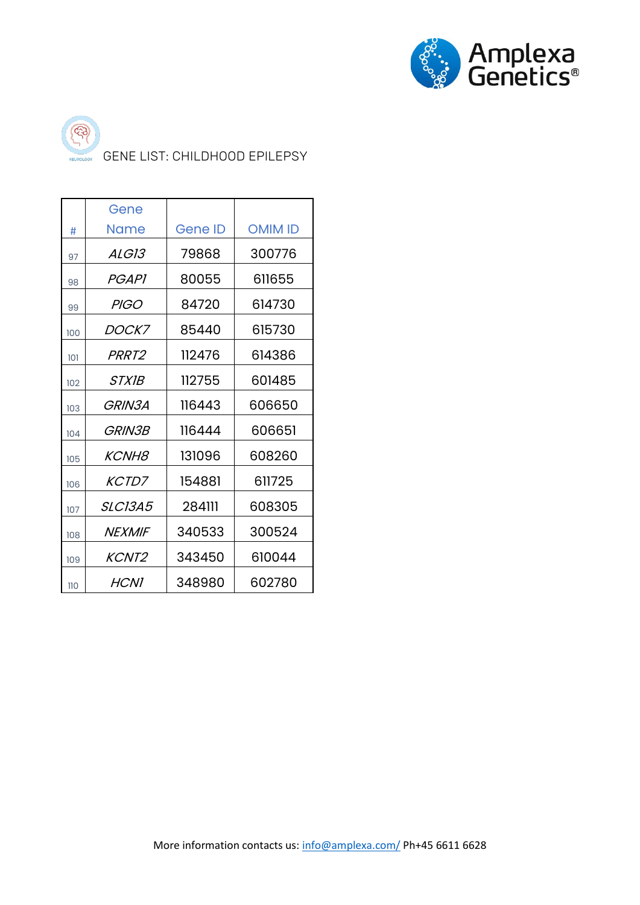GENE LIST: CHILDHOOD EPILEPSY

| # | Gene Name | Gene ID | OMIM ID |
|---|---|---|---|
| 97 | *ALG13* | 79868 | 300776 |
| 98 | *PGAP1* | 80055 | 611655 |
| 99 | *PIGO* | 84720 | 614730 |
| 100 | *DOCK7* | 85440 | 615730 |
| 101 | *PRRT2* | 112476 | 614386 |
| 102 | *STX1B* | 112755 | 601485 |
| 103 | *GRIN3A* | 116443 | 606650 |
| 104 | *GRIN3B* | 116444 | 606651 |
| 105 | *KCNH8* | 131096 | 608260 |
| 106 | *KCTD7* | 154881 | 611725 |
| 107 | *SLC13A5* | 284111 | 608305 |
| 108 | *NEXMIF* | 340533 | 300524 |
| 109 | *KCNT2* | 343450 | 610044 |
| 110 | *HCN1* | 348980 | 602780 |

More information contacts us: info@amplexa.com/ Ph+45 6611 6628